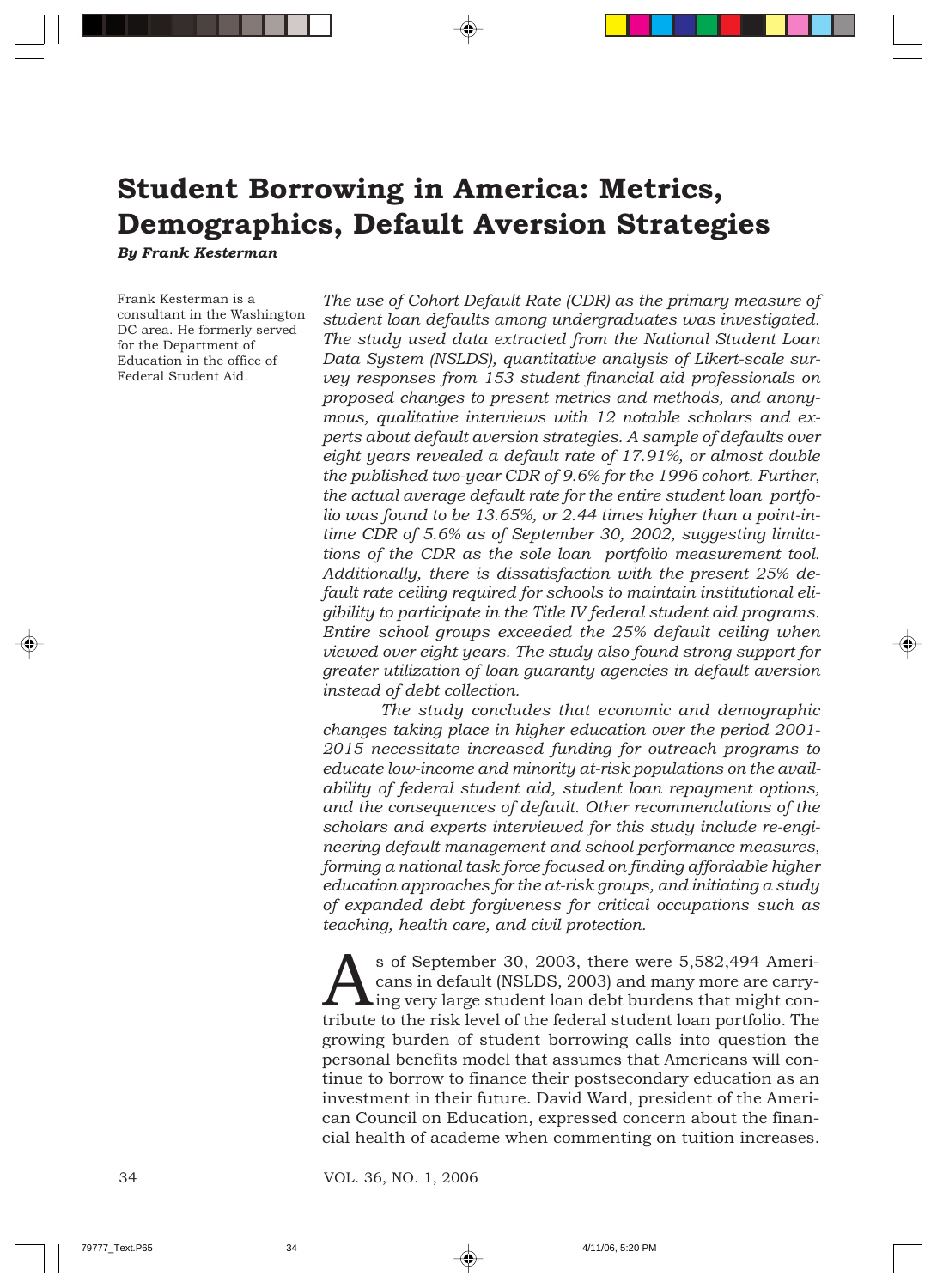# Student Borrowing in America: Metrics, Demographics, Default Aversion Strategies

***By Frank Kesterman***

Frank Kesterman is a consultant in the Washington DC area. He formerly served for the Department of Education in the office of Federal Student Aid.

*The use of Cohort Default Rate (CDR) as the primary measure of student loan defaults among undergraduates was investigated. The study used data extracted from the National Student Loan Data System (NSLDS), quantitative analysis of Likert-scale survey responses from 153 student financial aid professionals on proposed changes to present metrics and methods, and anonymous, qualitative interviews with 12 notable scholars and experts about default aversion strategies. A sample of defaults over eight years revealed a default rate of 17.91%, or almost double the published two-year CDR of 9.6% for the 1996 cohort. Further, the actual average default rate for the entire student loan portfolio was found to be 13.65%, or 2.44 times higher than a point-in-time CDR of 5.6% as of September 30, 2002, suggesting limitations of the CDR as the sole loan portfolio measurement tool. Additionally, there is dissatisfaction with the present 25% default rate ceiling required for schools to maintain institutional eligibility to participate in the Title IV federal student aid programs. Entire school groups exceeded the 25% default ceiling when viewed over eight years. The study also found strong support for greater utilization of loan guaranty agencies in default aversion instead of debt collection.*

*The study concludes that economic and demographic changes taking place in higher education over the period 2001-2015 necessitate increased funding for outreach programs to educate low-income and minority at-risk populations on the availability of federal student aid, student loan repayment options, and the consequences of default. Other recommendations of the scholars and experts interviewed for this study include re-engineering default management and school performance measures, forming a national task force focused on finding affordable higher education approaches for the at-risk groups, and initiating a study of expanded debt forgiveness for critical occupations such as teaching, health care, and civil protection.*

As of September 30, 2003, there were 5,582,494 Americans in default (NSLDS, 2003) and many more are carrying very large student loan debt burdens that might contribute to the risk level of the federal student loan portfolio. The growing burden of student borrowing calls into question the personal benefits model that assumes that Americans will continue to borrow to finance their postsecondary education as an investment in their future. David Ward, president of the American Council on Education, expressed concern about the financial health of academe when commenting on tuition increases.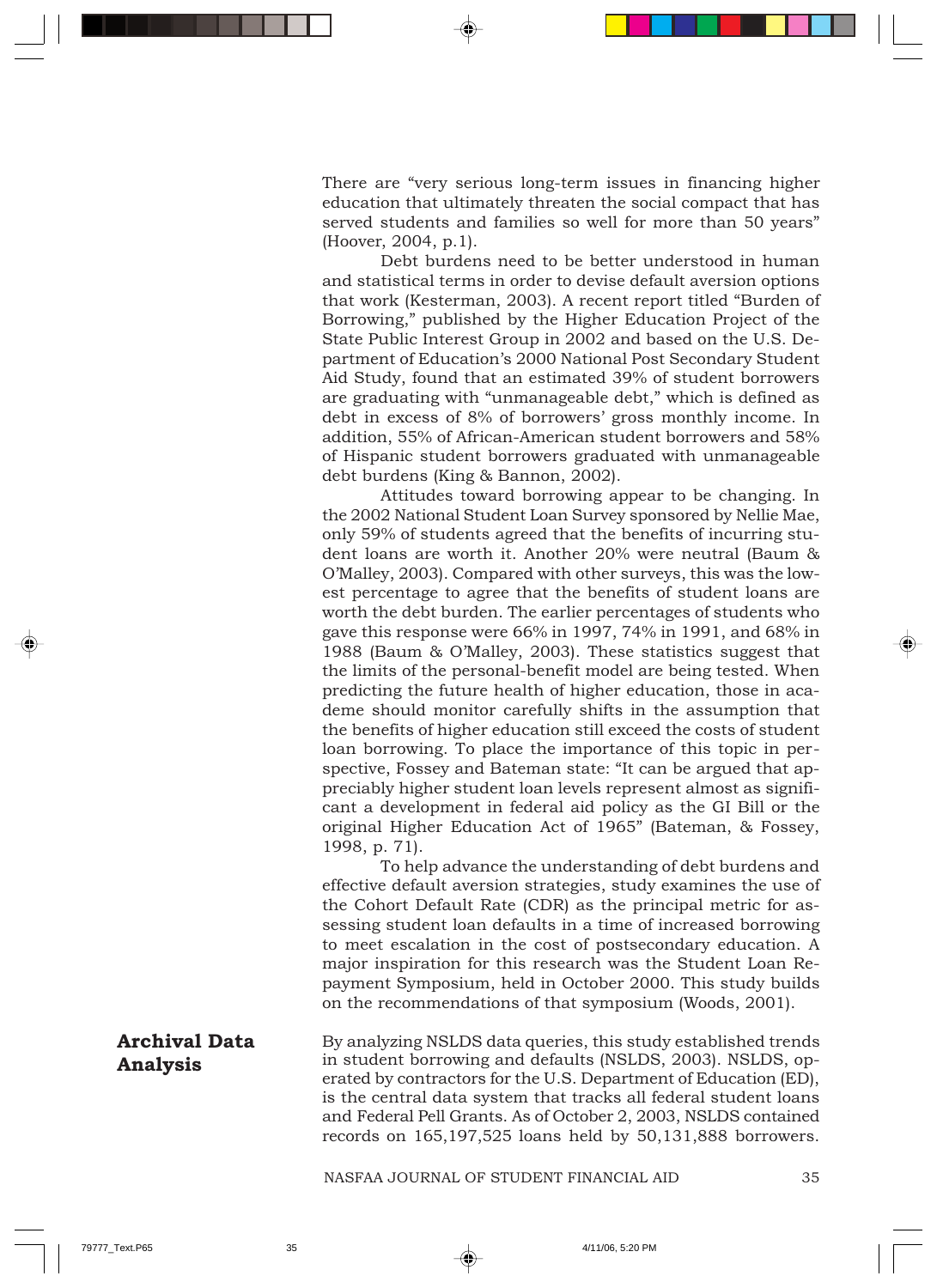There are "very serious long-term issues in financing higher education that ultimately threaten the social compact that has served students and families so well for more than 50 years" (Hoover, 2004, p.1).

Debt burdens need to be better understood in human and statistical terms in order to devise default aversion options that work (Kesterman, 2003). A recent report titled "Burden of Borrowing," published by the Higher Education Project of the State Public Interest Group in 2002 and based on the U.S. Department of Education's 2000 National Post Secondary Student Aid Study, found that an estimated 39% of student borrowers are graduating with "unmanageable debt," which is defined as debt in excess of 8% of borrowers' gross monthly income. In addition, 55% of African-American student borrowers and 58% of Hispanic student borrowers graduated with unmanageable debt burdens (King & Bannon, 2002).

Attitudes toward borrowing appear to be changing. In the 2002 National Student Loan Survey sponsored by Nellie Mae, only 59% of students agreed that the benefits of incurring student loans are worth it. Another 20% were neutral (Baum & O'Malley, 2003). Compared with other surveys, this was the lowest percentage to agree that the benefits of student loans are worth the debt burden. The earlier percentages of students who gave this response were 66% in 1997, 74% in 1991, and 68% in 1988 (Baum & O'Malley, 2003). These statistics suggest that the limits of the personal-benefit model are being tested. When predicting the future health of higher education, those in academe should monitor carefully shifts in the assumption that the benefits of higher education still exceed the costs of student loan borrowing. To place the importance of this topic in perspective, Fossey and Bateman state: "It can be argued that appreciably higher student loan levels represent almost as significant a development in federal aid policy as the GI Bill or the original Higher Education Act of 1965" (Bateman, & Fossey, 1998, p. 71).

To help advance the understanding of debt burdens and effective default aversion strategies, study examines the use of the Cohort Default Rate (CDR) as the principal metric for assessing student loan defaults in a time of increased borrowing to meet escalation in the cost of postsecondary education. A major inspiration for this research was the Student Loan Repayment Symposium, held in October 2000. This study builds on the recommendations of that symposium (Woods, 2001).

## Archival Data Analysis

By analyzing NSLDS data queries, this study established trends in student borrowing and defaults (NSLDS, 2003). NSLDS, operated by contractors for the U.S. Department of Education (ED), is the central data system that tracks all federal student loans and Federal Pell Grants. As of October 2, 2003, NSLDS contained records on 165,197,525 loans held by 50,131,888 borrowers.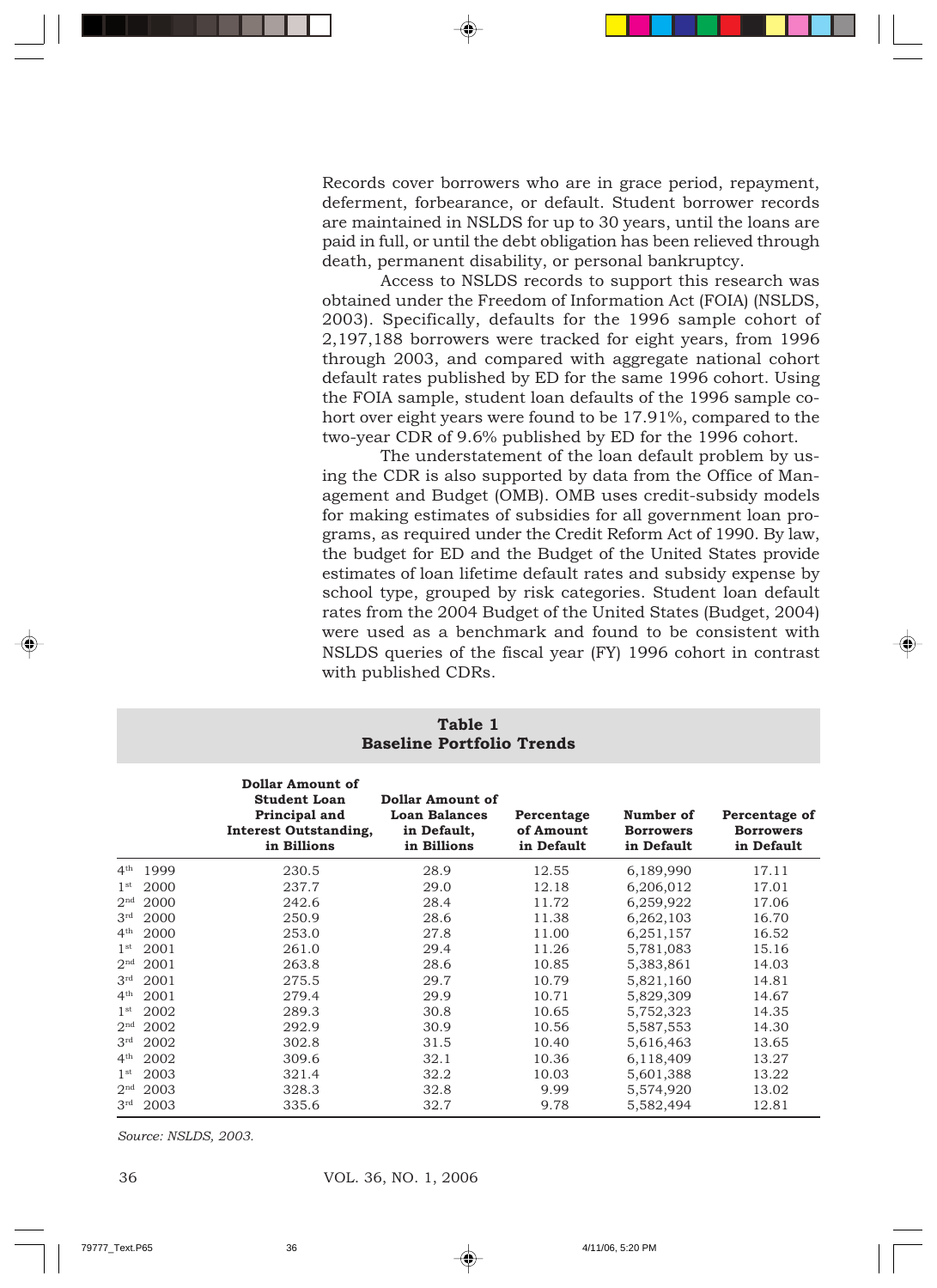Records cover borrowers who are in grace period, repayment, deferment, forbearance, or default. Student borrower records are maintained in NSLDS for up to 30 years, until the loans are paid in full, or until the debt obligation has been relieved through death, permanent disability, or personal bankruptcy.

Access to NSLDS records to support this research was obtained under the Freedom of Information Act (FOIA) (NSLDS, 2003). Specifically, defaults for the 1996 sample cohort of 2,197,188 borrowers were tracked for eight years, from 1996 through 2003, and compared with aggregate national cohort default rates published by ED for the same 1996 cohort. Using the FOIA sample, student loan defaults of the 1996 sample cohort over eight years were found to be 17.91%, compared to the two-year CDR of 9.6% published by ED for the 1996 cohort.

The understatement of the loan default problem by using the CDR is also supported by data from the Office of Management and Budget (OMB). OMB uses credit-subsidy models for making estimates of subsidies for all government loan programs, as required under the Credit Reform Act of 1990. By law, the budget for ED and the Budget of the United States provide estimates of loan lifetime default rates and subsidy expense by school type, grouped by risk categories. Student loan default rates from the 2004 Budget of the United States (Budget, 2004) were used as a benchmark and found to be consistent with NSLDS queries of the fiscal year (FY) 1996 cohort in contrast with published CDRs.

**Table 1**
**Baseline Portfolio Trends**

| | Dollar Amount of Student Loan Principal and Interest Outstanding, in Billions | Dollar Amount of Loan Balances in Default, in Billions | Percentage of Amount in Default | Number of Borrowers in Default | Percentage of Borrowers in Default |
|---|---|---|---|---|---|
| 4th 1999 | 230.5 | 28.9 | 12.55 | 6,189,990 | 17.11 |
| 1st 2000 | 237.7 | 29.0 | 12.18 | 6,206,012 | 17.01 |
| 2nd 2000 | 242.6 | 28.4 | 11.72 | 6,259,922 | 17.06 |
| 3rd 2000 | 250.9 | 28.6 | 11.38 | 6,262,103 | 16.70 |
| 4th 2000 | 253.0 | 27.8 | 11.00 | 6,251,157 | 16.52 |
| 1st 2001 | 261.0 | 29.4 | 11.26 | 5,781,083 | 15.16 |
| 2nd 2001 | 263.8 | 28.6 | 10.85 | 5,383,861 | 14.03 |
| 3rd 2001 | 275.5 | 29.7 | 10.79 | 5,821,160 | 14.81 |
| 4th 2001 | 279.4 | 29.9 | 10.71 | 5,829,309 | 14.67 |
| 1st 2002 | 289.3 | 30.8 | 10.65 | 5,752,323 | 14.35 |
| 2nd 2002 | 292.9 | 30.9 | 10.56 | 5,587,553 | 14.30 |
| 3rd 2002 | 302.8 | 31.5 | 10.40 | 5,616,463 | 13.65 |
| 4th 2002 | 309.6 | 32.1 | 10.36 | 6,118,409 | 13.27 |
| 1st 2003 | 321.4 | 32.2 | 10.03 | 5,601,388 | 13.22 |
| 2nd 2003 | 328.3 | 32.8 | 9.99 | 5,574,920 | 13.02 |
| 3rd 2003 | 335.6 | 32.7 | 9.78 | 5,582,494 | 12.81 |

*Source: NSLDS, 2003.*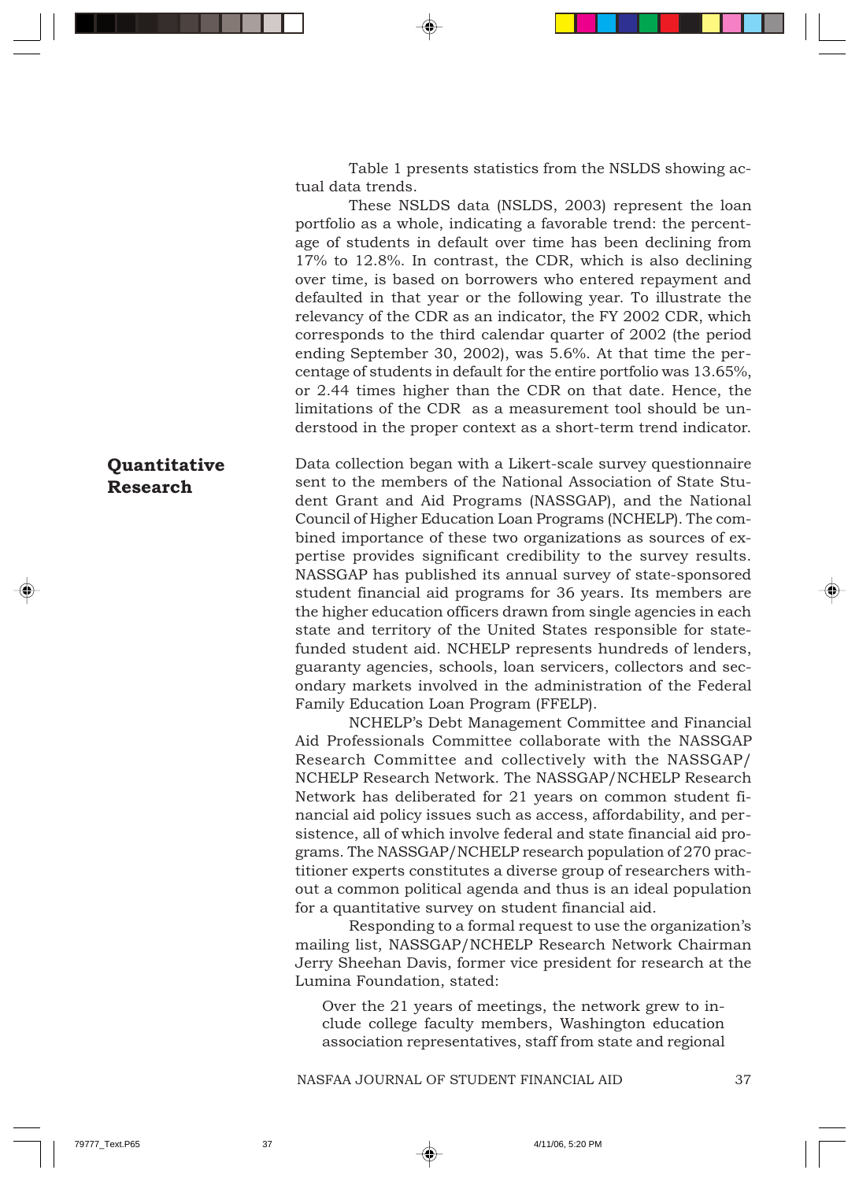Table 1 presents statistics from the NSLDS showing actual data trends.

These NSLDS data (NSLDS, 2003) represent the loan portfolio as a whole, indicating a favorable trend: the percentage of students in default over time has been declining from 17% to 12.8%. In contrast, the CDR, which is also declining over time, is based on borrowers who entered repayment and defaulted in that year or the following year. To illustrate the relevancy of the CDR as an indicator, the FY 2002 CDR, which corresponds to the third calendar quarter of 2002 (the period ending September 30, 2002), was 5.6%. At that time the percentage of students in default for the entire portfolio was 13.65%, or 2.44 times higher than the CDR on that date. Hence, the limitations of the CDR as a measurement tool should be understood in the proper context as a short-term trend indicator.

## Quantitative Research

Data collection began with a Likert-scale survey questionnaire sent to the members of the National Association of State Student Grant and Aid Programs (NASSGAP), and the National Council of Higher Education Loan Programs (NCHELP). The combined importance of these two organizations as sources of expertise provides significant credibility to the survey results. NASSGAP has published its annual survey of state-sponsored student financial aid programs for 36 years. Its members are the higher education officers drawn from single agencies in each state and territory of the United States responsible for state-funded student aid. NCHELP represents hundreds of lenders, guaranty agencies, schools, loan servicers, collectors and secondary markets involved in the administration of the Federal Family Education Loan Program (FFELP).

NCHELP's Debt Management Committee and Financial Aid Professionals Committee collaborate with the NASSGAP Research Committee and collectively with the NASSGAP/NCHELP Research Network. The NASSGAP/NCHELP Research Network has deliberated for 21 years on common student financial aid policy issues such as access, affordability, and persistence, all of which involve federal and state financial aid programs. The NASSGAP/NCHELP research population of 270 practitioner experts constitutes a diverse group of researchers without a common political agenda and thus is an ideal population for a quantitative survey on student financial aid.

Responding to a formal request to use the organization's mailing list, NASSGAP/NCHELP Research Network Chairman Jerry Sheehan Davis, former vice president for research at the Lumina Foundation, stated:

> Over the 21 years of meetings, the network grew to include college faculty members, Washington education association representatives, staff from state and regional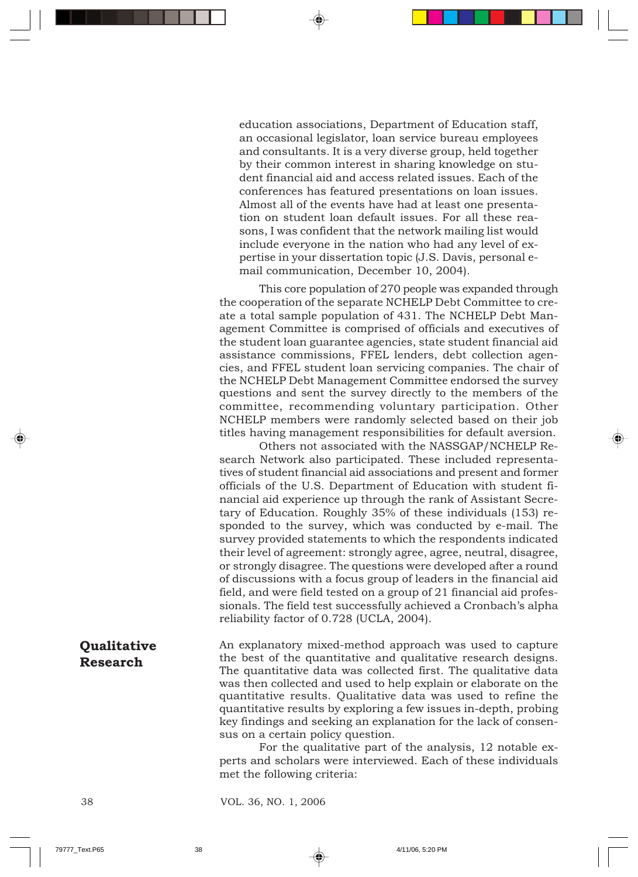> education associations, Department of Education staff, an occasional legislator, loan service bureau employees and consultants. It is a very diverse group, held together by their common interest in sharing knowledge on student financial aid and access related issues. Each of the conferences has featured presentations on loan issues. Almost all of the events have had at least one presentation on student loan default issues. For all these reasons, I was confident that the network mailing list would include everyone in the nation who had any level of expertise in your dissertation topic (J.S. Davis, personal e-mail communication, December 10, 2004).

This core population of 270 people was expanded through the cooperation of the separate NCHELP Debt Committee to create a total sample population of 431. The NCHELP Debt Management Committee is comprised of officials and executives of the student loan guarantee agencies, state student financial aid assistance commissions, FFEL lenders, debt collection agencies, and FFEL student loan servicing companies. The chair of the NCHELP Debt Management Committee endorsed the survey questions and sent the survey directly to the members of the committee, recommending voluntary participation. Other NCHELP members were randomly selected based on their job titles having management responsibilities for default aversion.

Others not associated with the NASSGAP/NCHELP Research Network also participated. These included representatives of student financial aid associations and present and former officials of the U.S. Department of Education with student financial aid experience up through the rank of Assistant Secretary of Education. Roughly 35% of these individuals (153) responded to the survey, which was conducted by e-mail. The survey provided statements to which the respondents indicated their level of agreement: strongly agree, agree, neutral, disagree, or strongly disagree. The questions were developed after a round of discussions with a focus group of leaders in the financial aid field, and were field tested on a group of 21 financial aid professionals. The field test successfully achieved a Cronbach's alpha reliability factor of 0.728 (UCLA, 2004).

## Qualitative Research

An explanatory mixed-method approach was used to capture the best of the quantitative and qualitative research designs. The quantitative data was collected first. The qualitative data was then collected and used to help explain or elaborate on the quantitative results. Qualitative data was used to refine the quantitative results by exploring a few issues in-depth, probing key findings and seeking an explanation for the lack of consensus on a certain policy question.

For the qualitative part of the analysis, 12 notable experts and scholars were interviewed. Each of these individuals met the following criteria: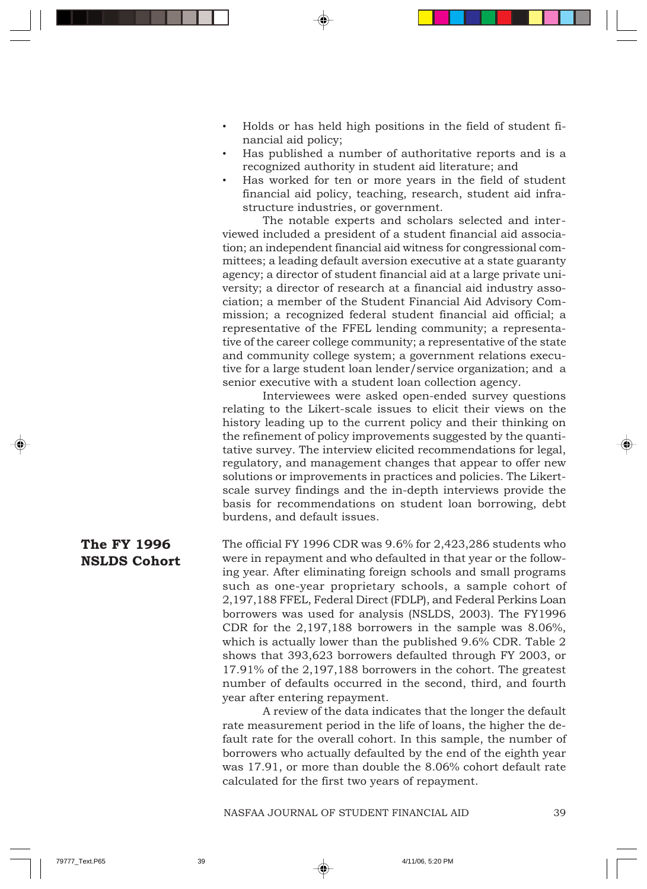- Holds or has held high positions in the field of student financial aid policy;
- Has published a number of authoritative reports and is a recognized authority in student aid literature; and
- Has worked for ten or more years in the field of student financial aid policy, teaching, research, student aid infrastructure industries, or government.

The notable experts and scholars selected and interviewed included a president of a student financial aid association; an independent financial aid witness for congressional committees; a leading default aversion executive at a state guaranty agency; a director of student financial aid at a large private university; a director of research at a financial aid industry association; a member of the Student Financial Aid Advisory Commission; a recognized federal student financial aid official; a representative of the FFEL lending community; a representative of the career college community; a representative of the state and community college system; a government relations executive for a large student loan lender/service organization; and a senior executive with a student loan collection agency.

Interviewees were asked open-ended survey questions relating to the Likert-scale issues to elicit their views on the history leading up to the current policy and their thinking on the refinement of policy improvements suggested by the quantitative survey. The interview elicited recommendations for legal, regulatory, and management changes that appear to offer new solutions or improvements in practices and policies. The Likert-scale survey findings and the in-depth interviews provide the basis for recommendations on student loan borrowing, debt burdens, and default issues.

## The FY 1996 NSLDS Cohort

The official FY 1996 CDR was 9.6% for 2,423,286 students who were in repayment and who defaulted in that year or the following year. After eliminating foreign schools and small programs such as one-year proprietary schools, a sample cohort of 2,197,188 FFEL, Federal Direct (FDLP), and Federal Perkins Loan borrowers was used for analysis (NSLDS, 2003). The FY1996 CDR for the 2,197,188 borrowers in the sample was 8.06%, which is actually lower than the published 9.6% CDR. Table 2 shows that 393,623 borrowers defaulted through FY 2003, or 17.91% of the 2,197,188 borrowers in the cohort. The greatest number of defaults occurred in the second, third, and fourth year after entering repayment.

A review of the data indicates that the longer the default rate measurement period in the life of loans, the higher the default rate for the overall cohort. In this sample, the number of borrowers who actually defaulted by the end of the eighth year was 17.91, or more than double the 8.06% cohort default rate calculated for the first two years of repayment.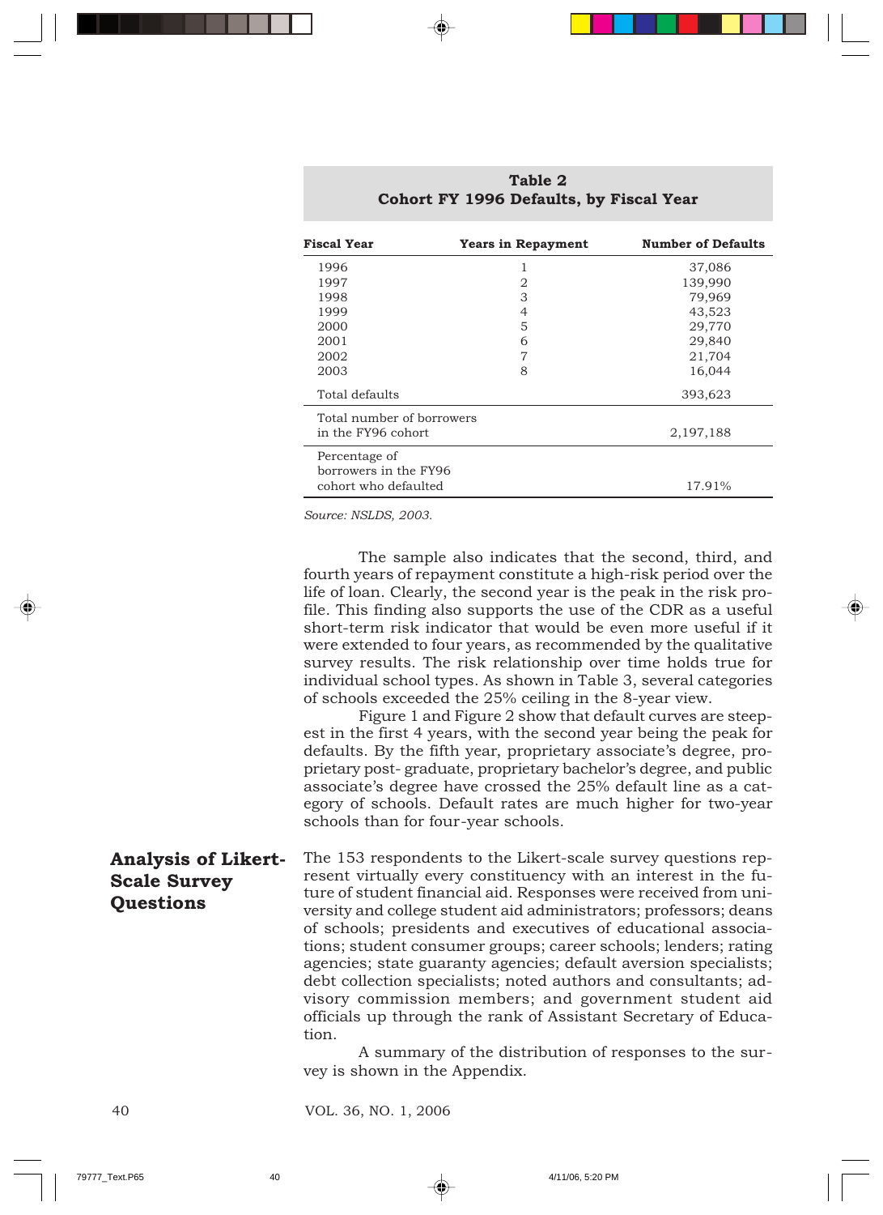**Table 2**
**Cohort FY 1996 Defaults, by Fiscal Year**

| Fiscal Year | Years in Repayment | Number of Defaults |
|---|---|---|
| 1996 | 1 | 37,086 |
| 1997 | 2 | 139,990 |
| 1998 | 3 | 79,969 |
| 1999 | 4 | 43,523 |
| 2000 | 5 | 29,770 |
| 2001 | 6 | 29,840 |
| 2002 | 7 | 21,704 |
| 2003 | 8 | 16,044 |
| Total defaults | | 393,623 |
| Total number of borrowers in the FY96 cohort | | 2,197,188 |
| Percentage of borrowers in the FY96 cohort who defaulted | | 17.91% |

*Source: NSLDS, 2003.*

The sample also indicates that the second, third, and fourth years of repayment constitute a high-risk period over the life of loan. Clearly, the second year is the peak in the risk profile. This finding also supports the use of the CDR as a useful short-term risk indicator that would be even more useful if it were extended to four years, as recommended by the qualitative survey results. The risk relationship over time holds true for individual school types. As shown in Table 3, several categories of schools exceeded the 25% ceiling in the 8-year view.

Figure 1 and Figure 2 show that default curves are steepest in the first 4 years, with the second year being the peak for defaults. By the fifth year, proprietary associate's degree, proprietary post- graduate, proprietary bachelor's degree, and public associate's degree have crossed the 25% default line as a category of schools. Default rates are much higher for two-year schools than for four-year schools.

## Analysis of Likert-Scale Survey Questions

The 153 respondents to the Likert-scale survey questions represent virtually every constituency with an interest in the future of student financial aid. Responses were received from university and college student aid administrators; professors; deans of schools; presidents and executives of educational associations; student consumer groups; career schools; lenders; rating agencies; state guaranty agencies; default aversion specialists; debt collection specialists; noted authors and consultants; advisory commission members; and government student aid officials up through the rank of Assistant Secretary of Education.

A summary of the distribution of responses to the survey is shown in the Appendix.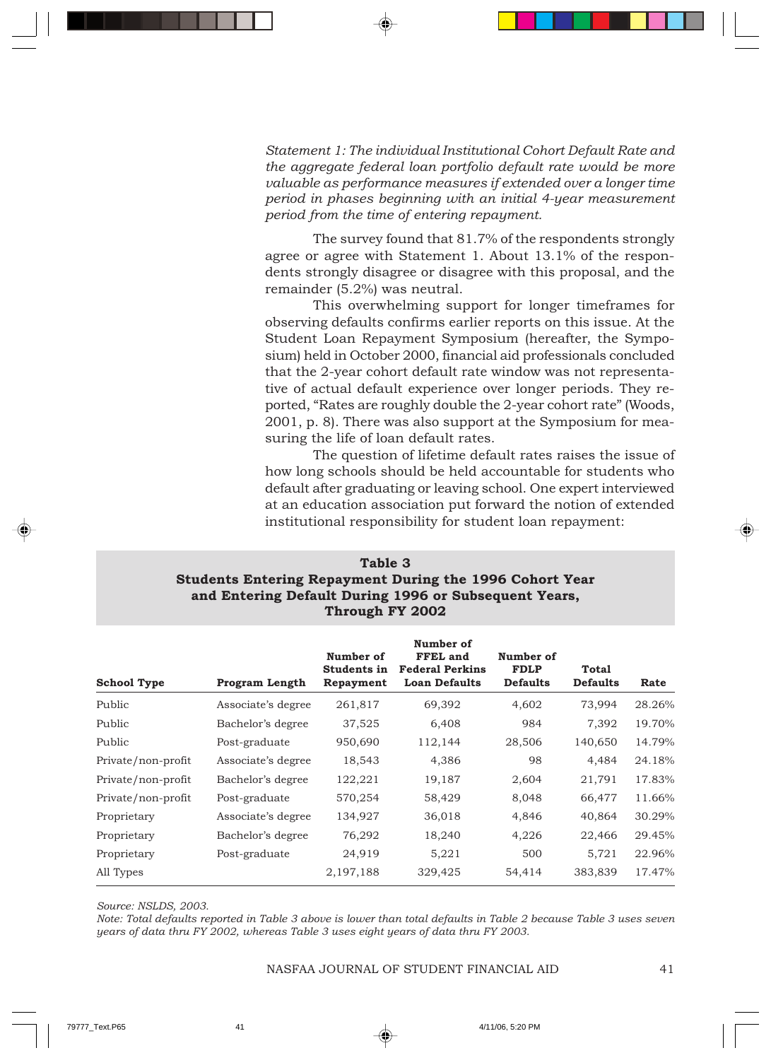*Statement 1: The individual Institutional Cohort Default Rate and the aggregate federal loan portfolio default rate would be more valuable as performance measures if extended over a longer time period in phases beginning with an initial 4-year measurement period from the time of entering repayment.*

The survey found that 81.7% of the respondents strongly agree or agree with Statement 1. About 13.1% of the respondents strongly disagree or disagree with this proposal, and the remainder (5.2%) was neutral.

This overwhelming support for longer timeframes for observing defaults confirms earlier reports on this issue. At the Student Loan Repayment Symposium (hereafter, the Symposium) held in October 2000, financial aid professionals concluded that the 2-year cohort default rate window was not representative of actual default experience over longer periods. They reported, "Rates are roughly double the 2-year cohort rate" (Woods, 2001, p. 8). There was also support at the Symposium for measuring the life of loan default rates.

The question of lifetime default rates raises the issue of how long schools should be held accountable for students who default after graduating or leaving school. One expert interviewed at an education association put forward the notion of extended institutional responsibility for student loan repayment:

**Table 3**
**Students Entering Repayment During the 1996 Cohort Year and Entering Default During 1996 or Subsequent Years, Through FY 2002**

| School Type | Program Length | Number of Students in Repayment | Number of FFEL and Federal Perkins Loan Defaults | Number of FDLP Defaults | Total Defaults | Rate |
|---|---|---|---|---|---|---|
| Public | Associate's degree | 261,817 | 69,392 | 4,602 | 73,994 | 28.26% |
| Public | Bachelor's degree | 37,525 | 6,408 | 984 | 7,392 | 19.70% |
| Public | Post-graduate | 950,690 | 112,144 | 28,506 | 140,650 | 14.79% |
| Private/non-profit | Associate's degree | 18,543 | 4,386 | 98 | 4,484 | 24.18% |
| Private/non-profit | Bachelor's degree | 122,221 | 19,187 | 2,604 | 21,791 | 17.83% |
| Private/non-profit | Post-graduate | 570,254 | 58,429 | 8,048 | 66,477 | 11.66% |
| Proprietary | Associate's degree | 134,927 | 36,018 | 4,846 | 40,864 | 30.29% |
| Proprietary | Bachelor's degree | 76,292 | 18,240 | 4,226 | 22,466 | 29.45% |
| Proprietary | Post-graduate | 24,919 | 5,221 | 500 | 5,721 | 22.96% |
| All Types | | 2,197,188 | 329,425 | 54,414 | 383,839 | 17.47% |

*Source: NSLDS, 2003.*
*Note: Total defaults reported in Table 3 above is lower than total defaults in Table 2 because Table 3 uses seven years of data thru FY 2002, whereas Table 3 uses eight years of data thru FY 2003.*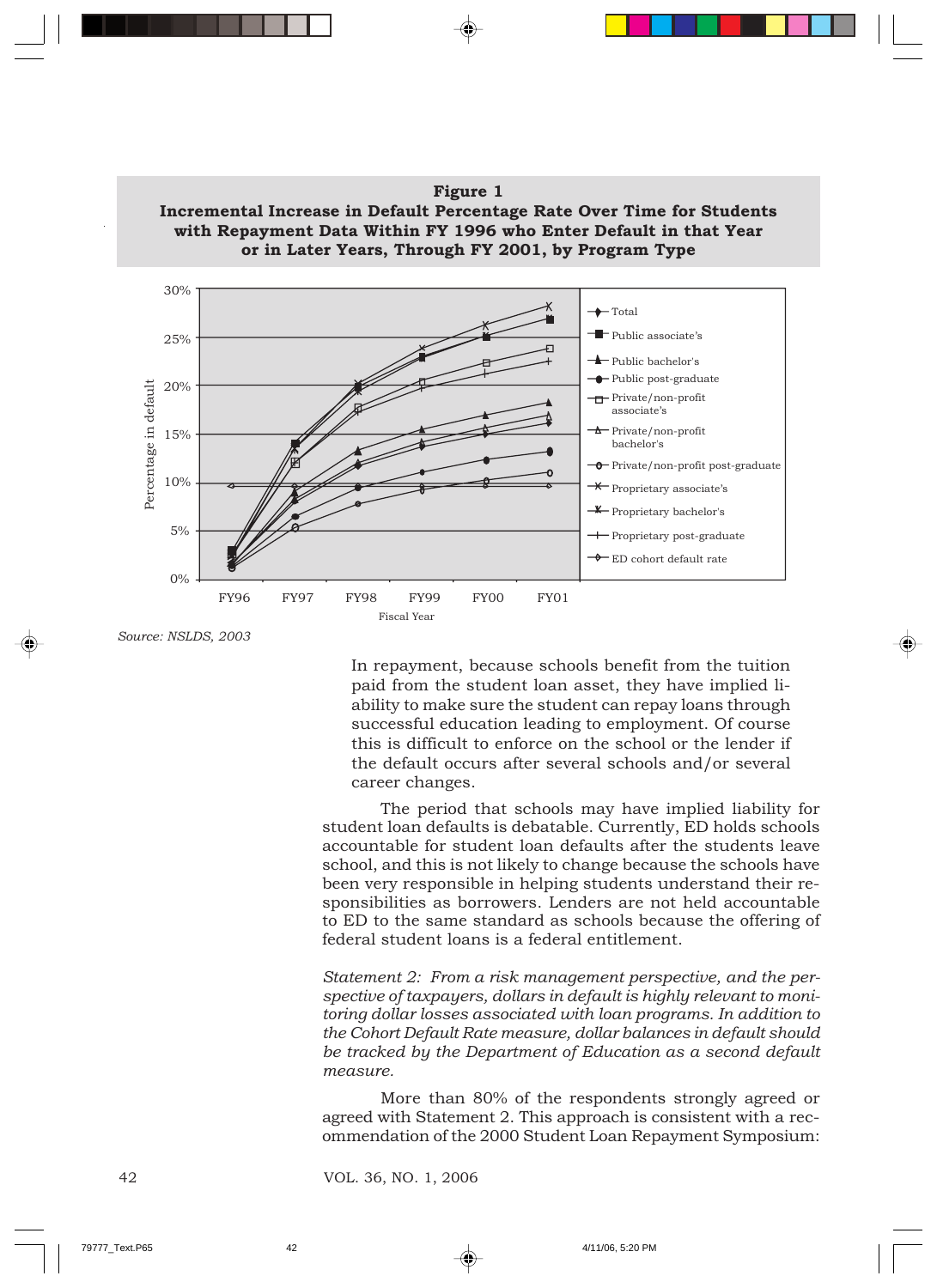**Figure 1**
**Incremental Increase in Default Percentage Rate Over Time for Students with Repayment Data Within FY 1996 who Enter Default in that Year or in Later Years, Through FY 2001, by Program Type**

Source: NSLDS, 2003

In repayment, because schools benefit from the tuition paid from the student loan asset, they have implied liability to make sure the student can repay loans through successful education leading to employment. Of course this is difficult to enforce on the school or the lender if the default occurs after several schools and/or several career changes.

The period that schools may have implied liability for student loan defaults is debatable. Currently, ED holds schools accountable for student loan defaults after the students leave school, and this is not likely to change because the schools have been very responsible in helping students understand their responsibilities as borrowers. Lenders are not held accountable to ED to the same standard as schools because the offering of federal student loans is a federal entitlement.

*Statement 2: From a risk management perspective, and the perspective of taxpayers, dollars in default is highly relevant to monitoring dollar losses associated with loan programs. In addition to the Cohort Default Rate measure, dollar balances in default should be tracked by the Department of Education as a second default measure.*

More than 80% of the respondents strongly agreed or agreed with Statement 2. This approach is consistent with a recommendation of the 2000 Student Loan Repayment Symposium: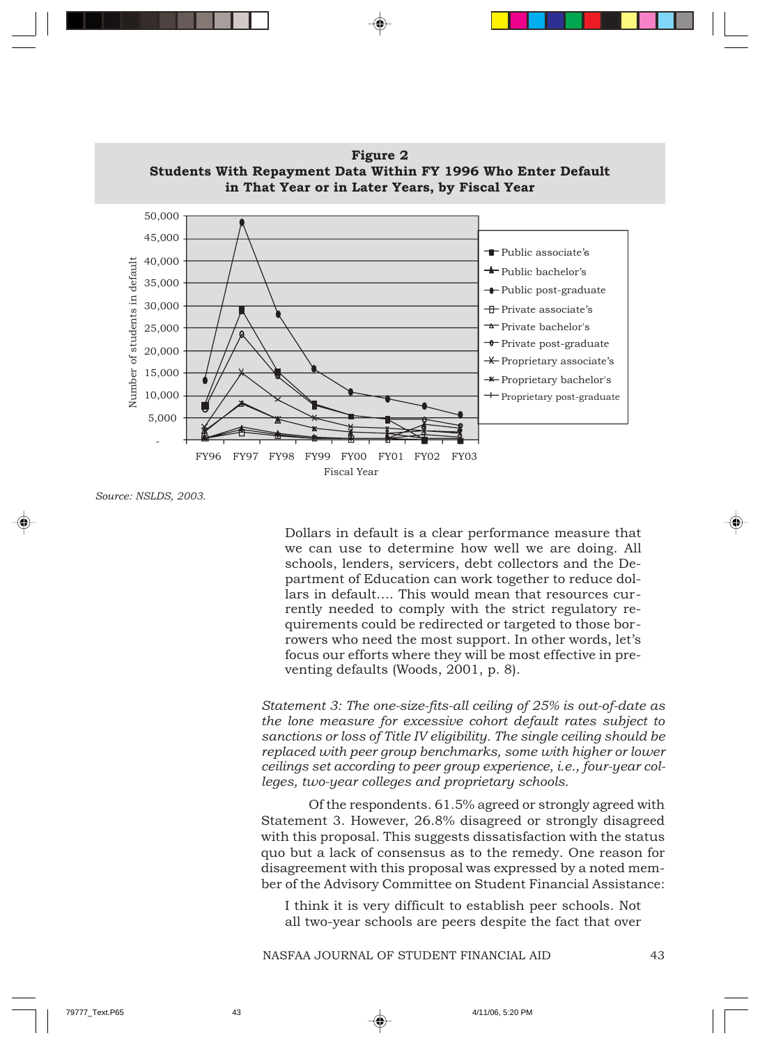**Figure 2**
**Students With Repayment Data Within FY 1996 Who Enter Default in That Year or in Later Years, by Fiscal Year**

Source: NSLDS, 2003.

> Dollars in default is a clear performance measure that we can use to determine how well we are doing. All schools, lenders, servicers, debt collectors and the Department of Education can work together to reduce dollars in default.... This would mean that resources currently needed to comply with the strict regulatory requirements could be redirected or targeted to those borrowers who need the most support. In other words, let's focus our efforts where they will be most effective in preventing defaults (Woods, 2001, p. 8).

*Statement 3: The one-size-fits-all ceiling of 25% is out-of-date as the lone measure for excessive cohort default rates subject to sanctions or loss of Title IV eligibility. The single ceiling should be replaced with peer group benchmarks, some with higher or lower ceilings set according to peer group experience, i.e., four-year colleges, two-year colleges and proprietary schools.*

Of the respondents. 61.5% agreed or strongly agreed with Statement 3. However, 26.8% disagreed or strongly disagreed with this proposal. This suggests dissatisfaction with the status quo but a lack of consensus as to the remedy. One reason for disagreement with this proposal was expressed by a noted member of the Advisory Committee on Student Financial Assistance:

> I think it is very difficult to establish peer schools. Not all two-year schools are peers despite the fact that over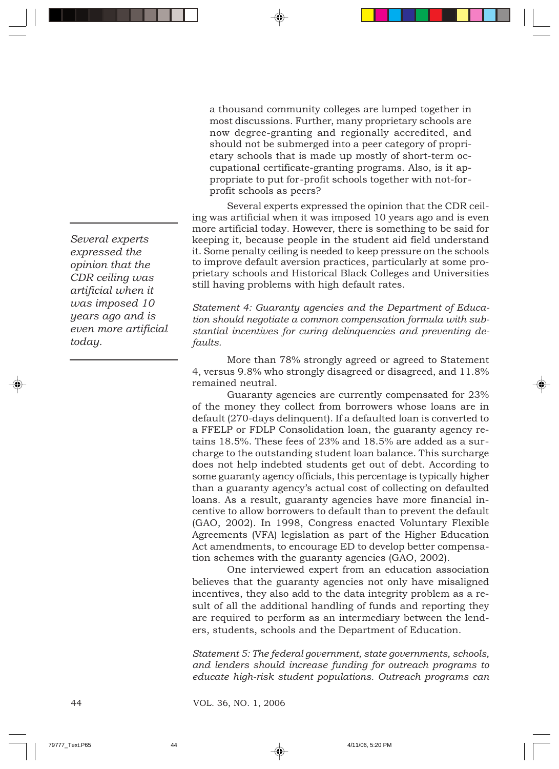a thousand community colleges are lumped together in most discussions. Further, many proprietary schools are now degree-granting and regionally accredited, and should not be submerged into a peer category of proprietary schools that is made up mostly of short-term occupational certificate-granting programs. Also, is it appropriate to put for-profit schools together with not-for-profit schools as peers?

*Several experts expressed the opinion that the CDR ceiling was artificial when it was imposed 10 years ago and is even more artificial today.*

Several experts expressed the opinion that the CDR ceiling was artificial when it was imposed 10 years ago and is even more artificial today. However, there is something to be said for keeping it, because people in the student aid field understand it. Some penalty ceiling is needed to keep pressure on the schools to improve default aversion practices, particularly at some proprietary schools and Historical Black Colleges and Universities still having problems with high default rates.

*Statement 4: Guaranty agencies and the Department of Education should negotiate a common compensation formula with substantial incentives for curing delinquencies and preventing defaults.*

More than 78% strongly agreed or agreed to Statement 4, versus 9.8% who strongly disagreed or disagreed, and 11.8% remained neutral.

Guaranty agencies are currently compensated for 23% of the money they collect from borrowers whose loans are in default (270-days delinquent). If a defaulted loan is converted to a FFELP or FDLP Consolidation loan, the guaranty agency retains 18.5%. These fees of 23% and 18.5% are added as a surcharge to the outstanding student loan balance. This surcharge does not help indebted students get out of debt. According to some guaranty agency officials, this percentage is typically higher than a guaranty agency's actual cost of collecting on defaulted loans. As a result, guaranty agencies have more financial incentive to allow borrowers to default than to prevent the default (GAO, 2002). In 1998, Congress enacted Voluntary Flexible Agreements (VFA) legislation as part of the Higher Education Act amendments, to encourage ED to develop better compensation schemes with the guaranty agencies (GAO, 2002).

One interviewed expert from an education association believes that the guaranty agencies not only have misaligned incentives, they also add to the data integrity problem as a result of all the additional handling of funds and reporting they are required to perform as an intermediary between the lenders, students, schools and the Department of Education.

*Statement 5: The federal government, state governments, schools, and lenders should increase funding for outreach programs to educate high-risk student populations. Outreach programs can*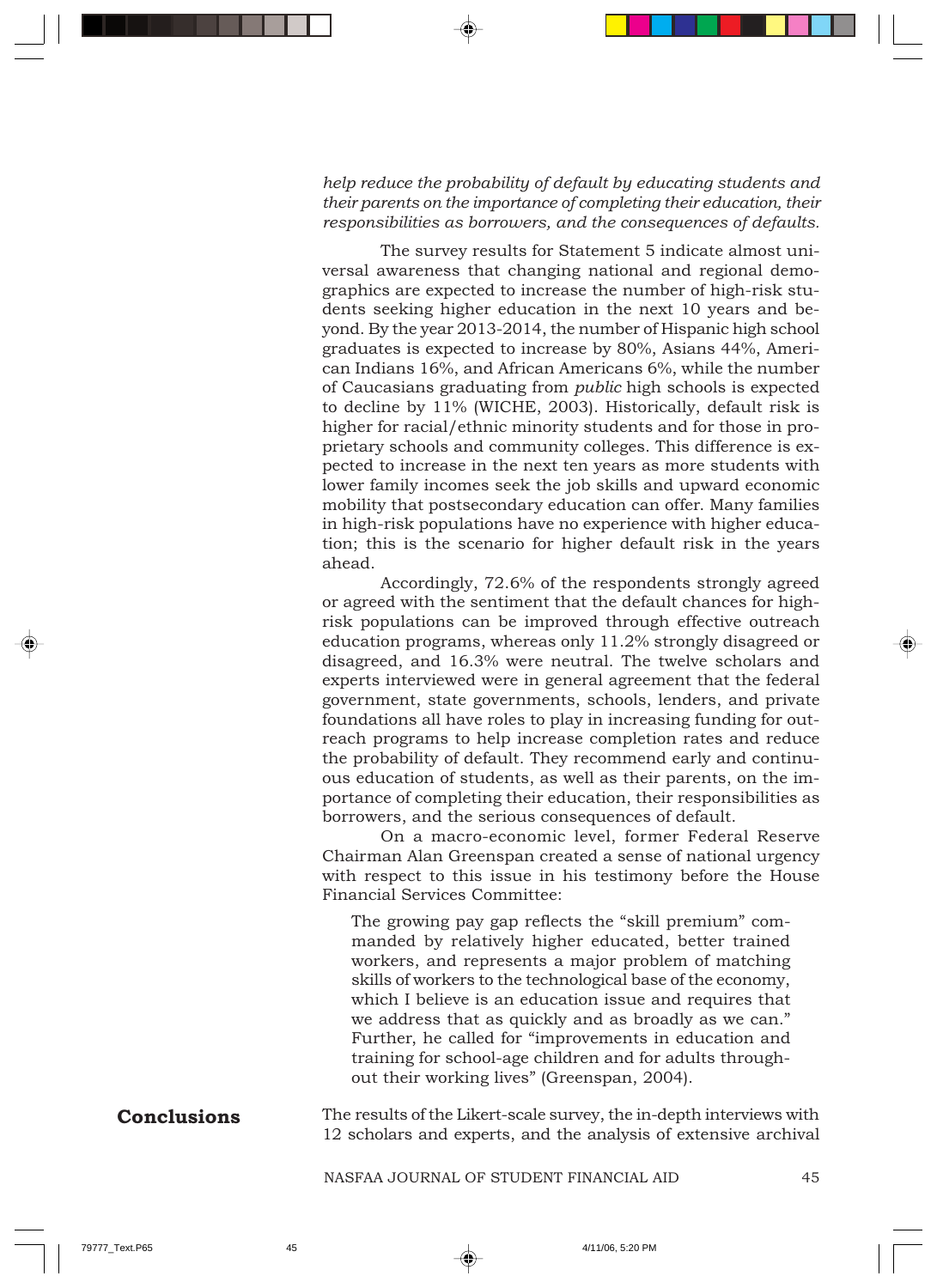*help reduce the probability of default by educating students and their parents on the importance of completing their education, their responsibilities as borrowers, and the consequences of defaults.*

The survey results for Statement 5 indicate almost universal awareness that changing national and regional demographics are expected to increase the number of high-risk students seeking higher education in the next 10 years and beyond. By the year 2013-2014, the number of Hispanic high school graduates is expected to increase by 80%, Asians 44%, American Indians 16%, and African Americans 6%, while the number of Caucasians graduating from *public* high schools is expected to decline by 11% (WICHE, 2003). Historically, default risk is higher for racial/ethnic minority students and for those in proprietary schools and community colleges. This difference is expected to increase in the next ten years as more students with lower family incomes seek the job skills and upward economic mobility that postsecondary education can offer. Many families in high-risk populations have no experience with higher education; this is the scenario for higher default risk in the years ahead.

Accordingly, 72.6% of the respondents strongly agreed or agreed with the sentiment that the default chances for high-risk populations can be improved through effective outreach education programs, whereas only 11.2% strongly disagreed or disagreed, and 16.3% were neutral. The twelve scholars and experts interviewed were in general agreement that the federal government, state governments, schools, lenders, and private foundations all have roles to play in increasing funding for outreach programs to help increase completion rates and reduce the probability of default. They recommend early and continuous education of students, as well as their parents, on the importance of completing their education, their responsibilities as borrowers, and the serious consequences of default.

On a macro-economic level, former Federal Reserve Chairman Alan Greenspan created a sense of national urgency with respect to this issue in his testimony before the House Financial Services Committee:

> The growing pay gap reflects the "skill premium" commanded by relatively higher educated, better trained workers, and represents a major problem of matching skills of workers to the technological base of the economy, which I believe is an education issue and requires that we address that as quickly and as broadly as we can." Further, he called for "improvements in education and training for school-age children and for adults throughout their working lives" (Greenspan, 2004).

## Conclusions

The results of the Likert-scale survey, the in-depth interviews with 12 scholars and experts, and the analysis of extensive archival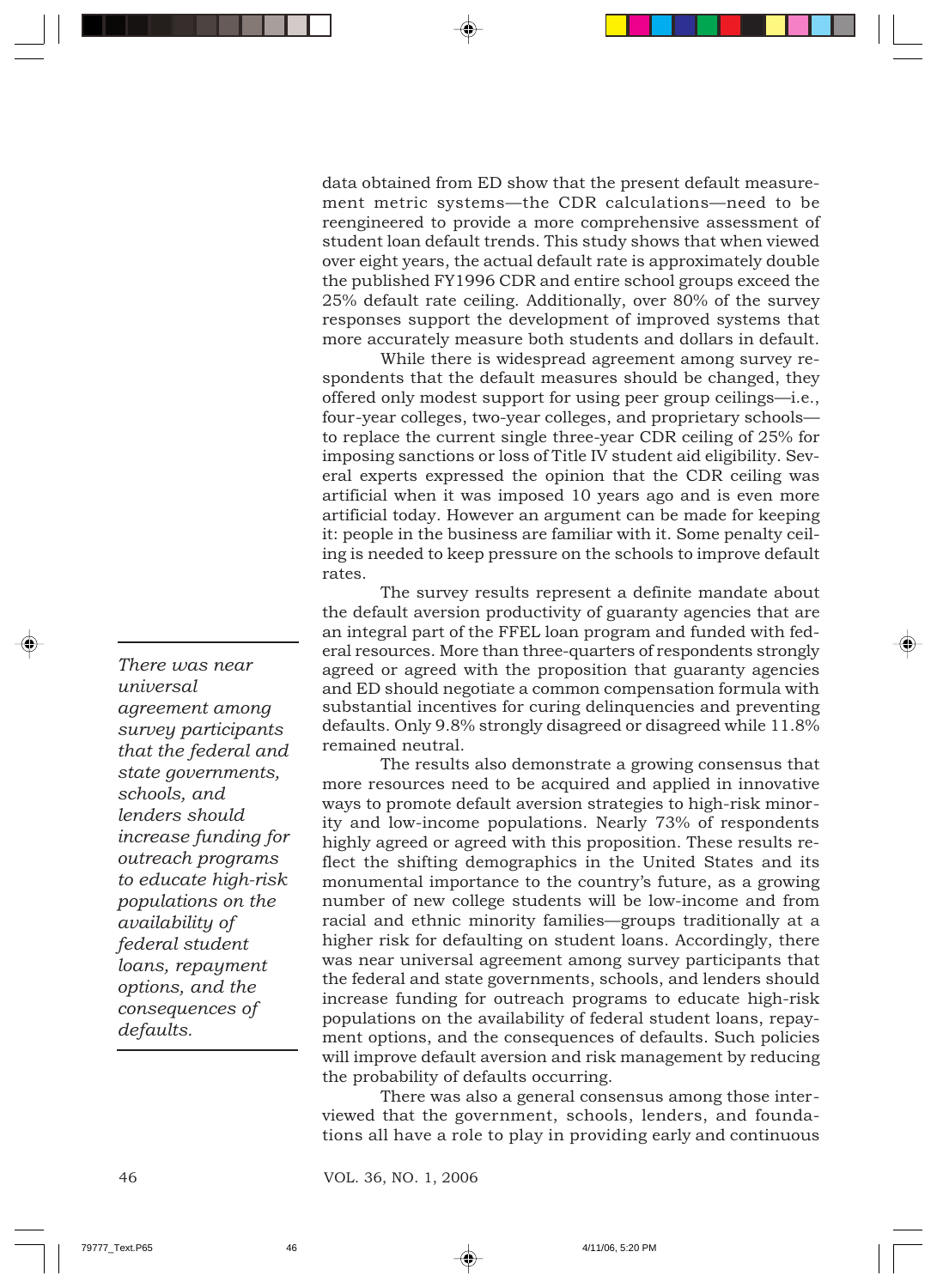data obtained from ED show that the present default measurement metric systems—the CDR calculations—need to be reengineered to provide a more comprehensive assessment of student loan default trends. This study shows that when viewed over eight years, the actual default rate is approximately double the published FY1996 CDR and entire school groups exceed the 25% default rate ceiling. Additionally, over 80% of the survey responses support the development of improved systems that more accurately measure both students and dollars in default.

While there is widespread agreement among survey respondents that the default measures should be changed, they offered only modest support for using peer group ceilings—i.e., four-year colleges, two-year colleges, and proprietary schools—to replace the current single three-year CDR ceiling of 25% for imposing sanctions or loss of Title IV student aid eligibility. Several experts expressed the opinion that the CDR ceiling was artificial when it was imposed 10 years ago and is even more artificial today. However an argument can be made for keeping it: people in the business are familiar with it. Some penalty ceiling is needed to keep pressure on the schools to improve default rates.

The survey results represent a definite mandate about the default aversion productivity of guaranty agencies that are an integral part of the FFEL loan program and funded with federal resources. More than three-quarters of respondents strongly agreed or agreed with the proposition that guaranty agencies and ED should negotiate a common compensation formula with substantial incentives for curing delinquencies and preventing defaults. Only 9.8% strongly disagreed or disagreed while 11.8% remained neutral.

*There was near universal agreement among survey participants that the federal and state governments, schools, and lenders should increase funding for outreach programs to educate high-risk populations on the availability of federal student loans, repayment options, and the consequences of defaults.*

The results also demonstrate a growing consensus that more resources need to be acquired and applied in innovative ways to promote default aversion strategies to high-risk minority and low-income populations. Nearly 73% of respondents highly agreed or agreed with this proposition. These results reflect the shifting demographics in the United States and its monumental importance to the country's future, as a growing number of new college students will be low-income and from racial and ethnic minority families—groups traditionally at a higher risk for defaulting on student loans. Accordingly, there was near universal agreement among survey participants that the federal and state governments, schools, and lenders should increase funding for outreach programs to educate high-risk populations on the availability of federal student loans, repayment options, and the consequences of defaults. Such policies will improve default aversion and risk management by reducing the probability of defaults occurring.

There was also a general consensus among those interviewed that the government, schools, lenders, and foundations all have a role to play in providing early and continuous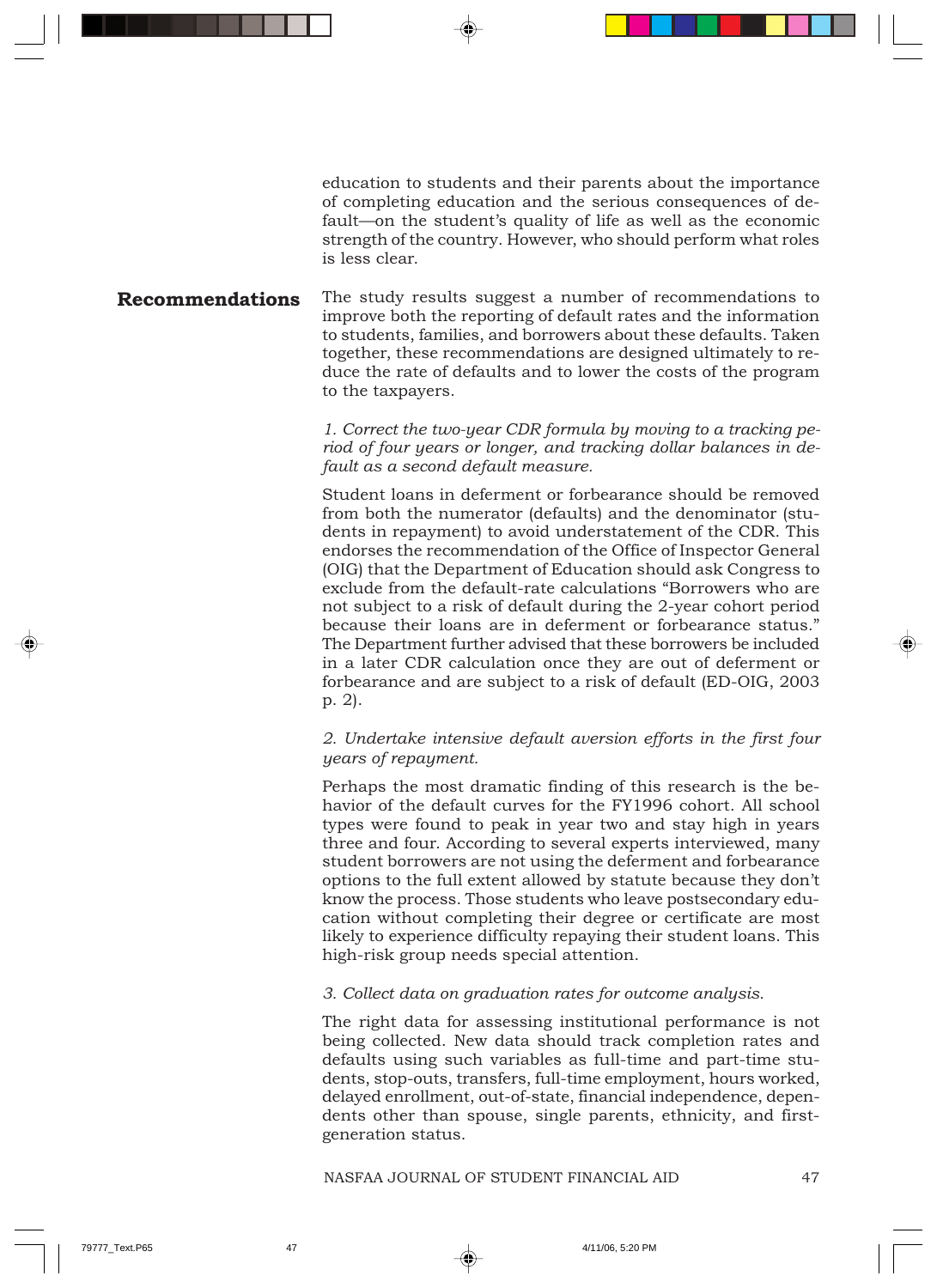education to students and their parents about the importance of completing education and the serious consequences of default—on the student's quality of life as well as the economic strength of the country. However, who should perform what roles is less clear.

## Recommendations

The study results suggest a number of recommendations to improve both the reporting of default rates and the information to students, families, and borrowers about these defaults. Taken together, these recommendations are designed ultimately to reduce the rate of defaults and to lower the costs of the program to the taxpayers.

*1. Correct the two-year CDR formula by moving to a tracking period of four years or longer, and tracking dollar balances in default as a second default measure.*

Student loans in deferment or forbearance should be removed from both the numerator (defaults) and the denominator (students in repayment) to avoid understatement of the CDR. This endorses the recommendation of the Office of Inspector General (OIG) that the Department of Education should ask Congress to exclude from the default-rate calculations "Borrowers who are not subject to a risk of default during the 2-year cohort period because their loans are in deferment or forbearance status." The Department further advised that these borrowers be included in a later CDR calculation once they are out of deferment or forbearance and are subject to a risk of default (ED-OIG, 2003 p. 2).

*2. Undertake intensive default aversion efforts in the first four years of repayment.*

Perhaps the most dramatic finding of this research is the behavior of the default curves for the FY1996 cohort. All school types were found to peak in year two and stay high in years three and four. According to several experts interviewed, many student borrowers are not using the deferment and forbearance options to the full extent allowed by statute because they don't know the process. Those students who leave postsecondary education without completing their degree or certificate are most likely to experience difficulty repaying their student loans. This high-risk group needs special attention.

*3. Collect data on graduation rates for outcome analysis.*

The right data for assessing institutional performance is not being collected. New data should track completion rates and defaults using such variables as full-time and part-time students, stop-outs, transfers, full-time employment, hours worked, delayed enrollment, out-of-state, financial independence, dependents other than spouse, single parents, ethnicity, and first-generation status.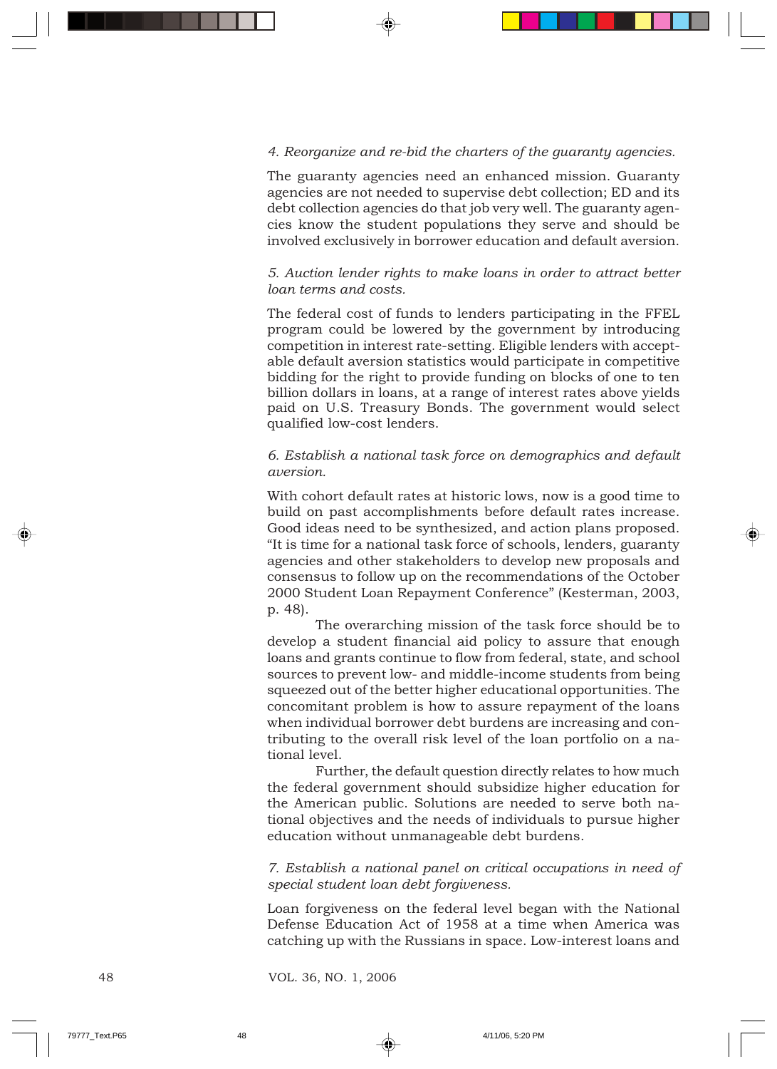*4. Reorganize and re-bid the charters of the guaranty agencies.*

The guaranty agencies need an enhanced mission. Guaranty agencies are not needed to supervise debt collection; ED and its debt collection agencies do that job very well. The guaranty agencies know the student populations they serve and should be involved exclusively in borrower education and default aversion.

*5. Auction lender rights to make loans in order to attract better loan terms and costs.*

The federal cost of funds to lenders participating in the FFEL program could be lowered by the government by introducing competition in interest rate-setting. Eligible lenders with acceptable default aversion statistics would participate in competitive bidding for the right to provide funding on blocks of one to ten billion dollars in loans, at a range of interest rates above yields paid on U.S. Treasury Bonds. The government would select qualified low-cost lenders.

*6. Establish a national task force on demographics and default aversion.*

With cohort default rates at historic lows, now is a good time to build on past accomplishments before default rates increase. Good ideas need to be synthesized, and action plans proposed. "It is time for a national task force of schools, lenders, guaranty agencies and other stakeholders to develop new proposals and consensus to follow up on the recommendations of the October 2000 Student Loan Repayment Conference" (Kesterman, 2003, p. 48).

The overarching mission of the task force should be to develop a student financial aid policy to assure that enough loans and grants continue to flow from federal, state, and school sources to prevent low- and middle-income students from being squeezed out of the better higher educational opportunities. The concomitant problem is how to assure repayment of the loans when individual borrower debt burdens are increasing and contributing to the overall risk level of the loan portfolio on a national level.

Further, the default question directly relates to how much the federal government should subsidize higher education for the American public. Solutions are needed to serve both national objectives and the needs of individuals to pursue higher education without unmanageable debt burdens.

*7. Establish a national panel on critical occupations in need of special student loan debt forgiveness.*

Loan forgiveness on the federal level began with the National Defense Education Act of 1958 at a time when America was catching up with the Russians in space. Low-interest loans and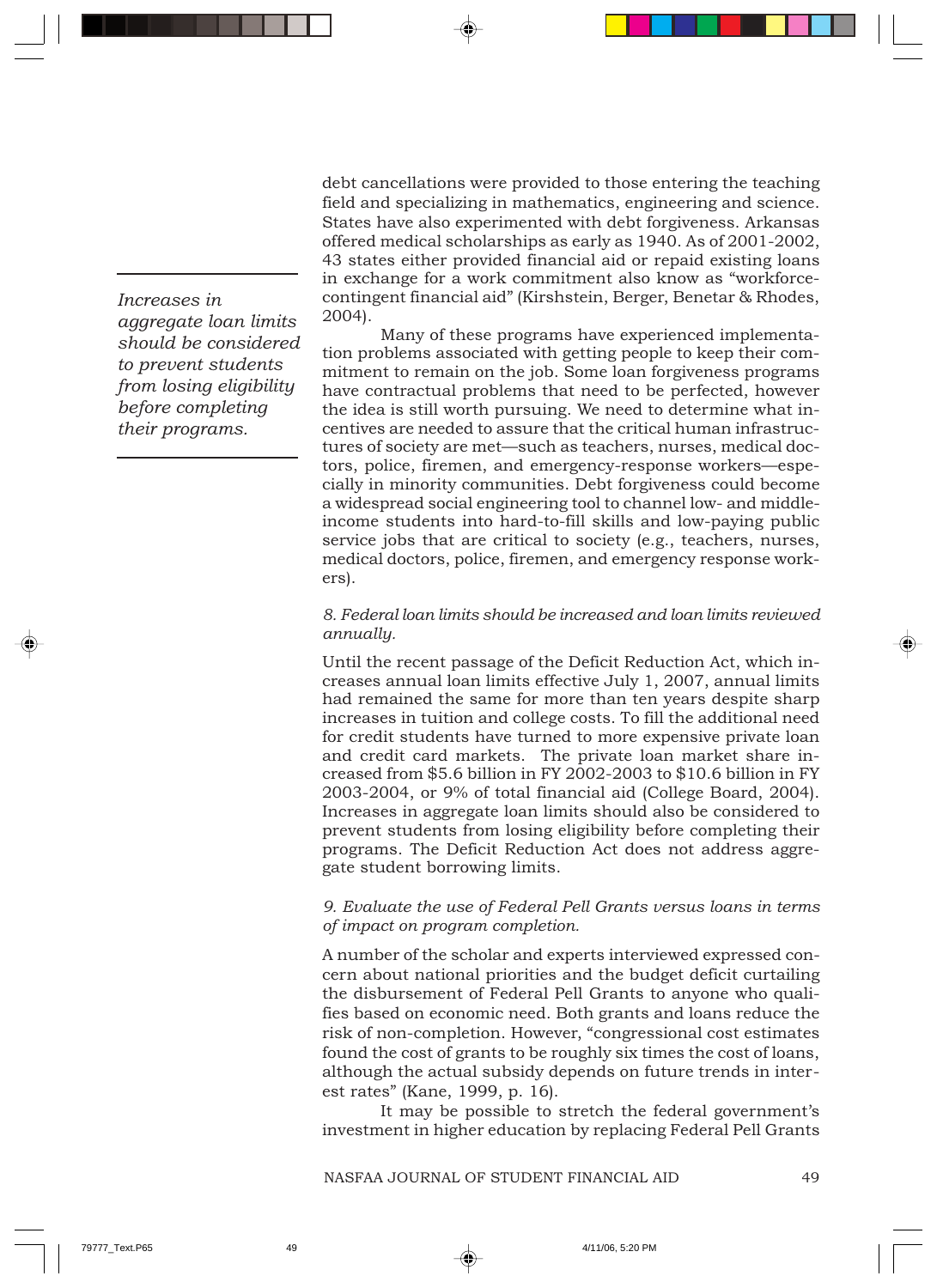debt cancellations were provided to those entering the teaching field and specializing in mathematics, engineering and science. States have also experimented with debt forgiveness. Arkansas offered medical scholarships as early as 1940. As of 2001-2002, 43 states either provided financial aid or repaid existing loans in exchange for a work commitment also know as "workforce-contingent financial aid" (Kirshstein, Berger, Benetar & Rhodes, 2004).

*Increases in aggregate loan limits should be considered to prevent students from losing eligibility before completing their programs.*

Many of these programs have experienced implementation problems associated with getting people to keep their commitment to remain on the job. Some loan forgiveness programs have contractual problems that need to be perfected, however the idea is still worth pursuing. We need to determine what incentives are needed to assure that the critical human infrastructures of society are met—such as teachers, nurses, medical doctors, police, firemen, and emergency-response workers—especially in minority communities. Debt forgiveness could become a widespread social engineering tool to channel low- and middle-income students into hard-to-fill skills and low-paying public service jobs that are critical to society (e.g., teachers, nurses, medical doctors, police, firemen, and emergency response workers).

*8. Federal loan limits should be increased and loan limits reviewed annually.*

Until the recent passage of the Deficit Reduction Act, which increases annual loan limits effective July 1, 2007, annual limits had remained the same for more than ten years despite sharp increases in tuition and college costs. To fill the additional need for credit students have turned to more expensive private loan and credit card markets. The private loan market share increased from $5.6 billion in FY 2002-2003 to $10.6 billion in FY 2003-2004, or 9% of total financial aid (College Board, 2004). Increases in aggregate loan limits should also be considered to prevent students from losing eligibility before completing their programs. The Deficit Reduction Act does not address aggregate student borrowing limits.

*9. Evaluate the use of Federal Pell Grants versus loans in terms of impact on program completion.*

A number of the scholar and experts interviewed expressed concern about national priorities and the budget deficit curtailing the disbursement of Federal Pell Grants to anyone who qualifies based on economic need. Both grants and loans reduce the risk of non-completion. However, "congressional cost estimates found the cost of grants to be roughly six times the cost of loans, although the actual subsidy depends on future trends in interest rates" (Kane, 1999, p. 16).

It may be possible to stretch the federal government's investment in higher education by replacing Federal Pell Grants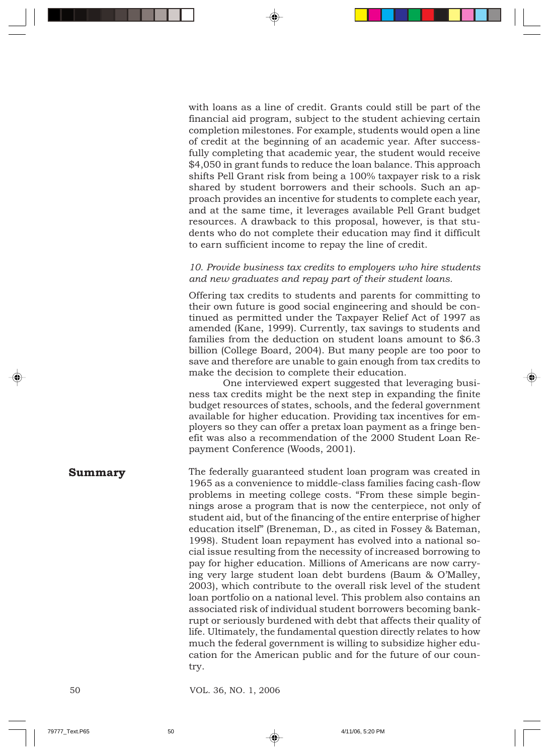with loans as a line of credit. Grants could still be part of the financial aid program, subject to the student achieving certain completion milestones. For example, students would open a line of credit at the beginning of an academic year. After successfully completing that academic year, the student would receive $4,050 in grant funds to reduce the loan balance. This approach shifts Pell Grant risk from being a 100% taxpayer risk to a risk shared by student borrowers and their schools. Such an approach provides an incentive for students to complete each year, and at the same time, it leverages available Pell Grant budget resources. A drawback to this proposal, however, is that students who do not complete their education may find it difficult to earn sufficient income to repay the line of credit.

*10. Provide business tax credits to employers who hire students and new graduates and repay part of their student loans.*

Offering tax credits to students and parents for committing to their own future is good social engineering and should be continued as permitted under the Taxpayer Relief Act of 1997 as amended (Kane, 1999). Currently, tax savings to students and families from the deduction on student loans amount to $6.3 billion (College Board, 2004). But many people are too poor to save and therefore are unable to gain enough from tax credits to make the decision to complete their education.

One interviewed expert suggested that leveraging business tax credits might be the next step in expanding the finite budget resources of states, schools, and the federal government available for higher education. Providing tax incentives for employers so they can offer a pretax loan payment as a fringe benefit was also a recommendation of the 2000 Student Loan Repayment Conference (Woods, 2001).

## Summary

The federally guaranteed student loan program was created in 1965 as a convenience to middle-class families facing cash-flow problems in meeting college costs. "From these simple beginnings arose a program that is now the centerpiece, not only of student aid, but of the financing of the entire enterprise of higher education itself" (Breneman, D., as cited in Fossey & Bateman, 1998). Student loan repayment has evolved into a national social issue resulting from the necessity of increased borrowing to pay for higher education. Millions of Americans are now carrying very large student loan debt burdens (Baum & O'Malley, 2003), which contribute to the overall risk level of the student loan portfolio on a national level. This problem also contains an associated risk of individual student borrowers becoming bankrupt or seriously burdened with debt that affects their quality of life. Ultimately, the fundamental question directly relates to how much the federal government is willing to subsidize higher education for the American public and for the future of our country.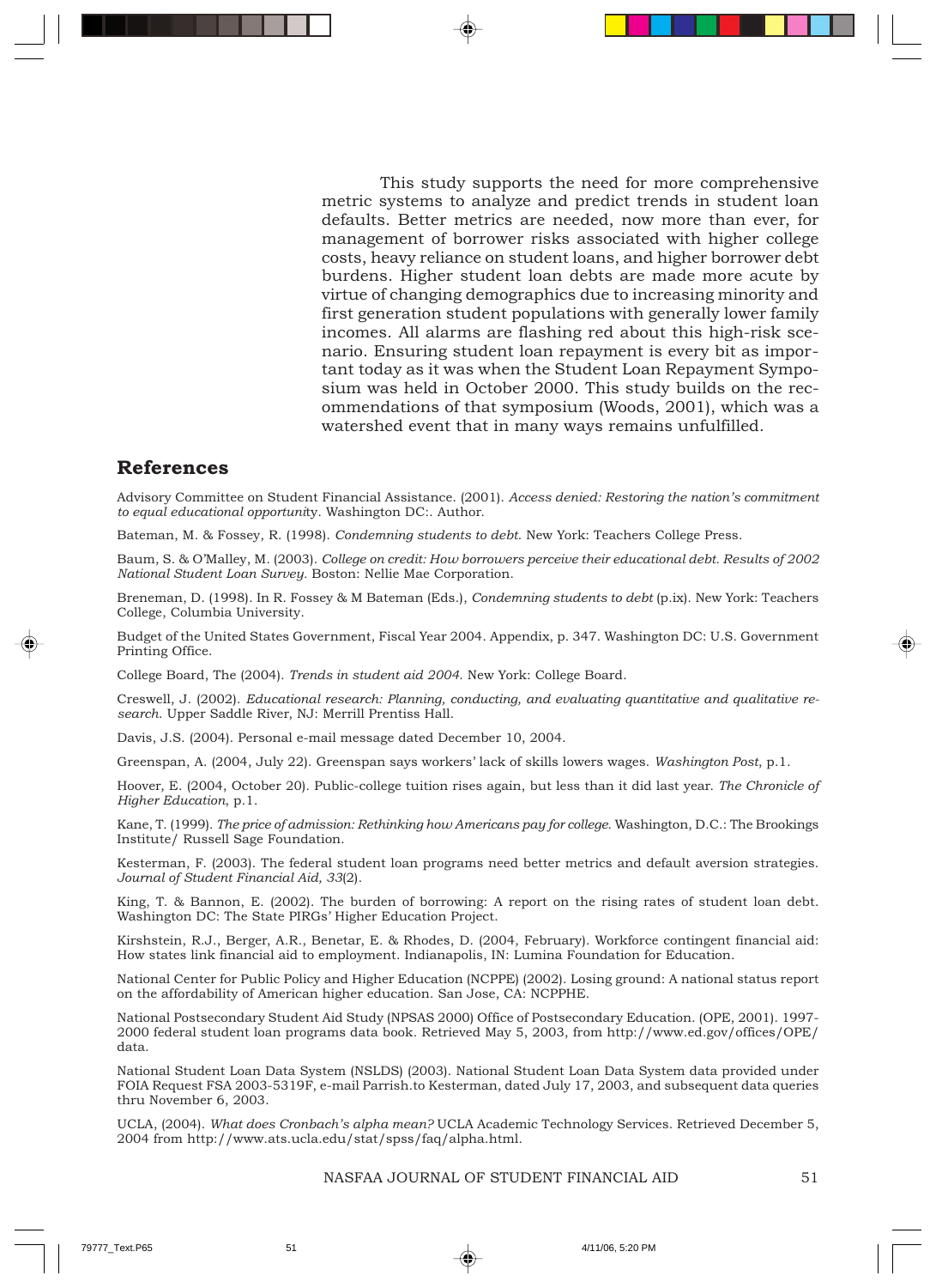This study supports the need for more comprehensive metric systems to analyze and predict trends in student loan defaults. Better metrics are needed, now more than ever, for management of borrower risks associated with higher college costs, heavy reliance on student loans, and higher borrower debt burdens. Higher student loan debts are made more acute by virtue of changing demographics due to increasing minority and first generation student populations with generally lower family incomes. All alarms are flashing red about this high-risk scenario. Ensuring student loan repayment is every bit as important today as it was when the Student Loan Repayment Symposium was held in October 2000. This study builds on the recommendations of that symposium (Woods, 2001), which was a watershed event that in many ways remains unfulfilled.

## References

Advisory Committee on Student Financial Assistance. (2001). *Access denied: Restoring the nation's commitment to equal educational opportunity*. Washington DC:. Author.

Bateman, M. & Fossey, R. (1998). *Condemning students to debt.* New York: Teachers College Press.

Baum, S. & O'Malley, M. (2003). *College on credit: How borrowers perceive their educational debt. Results of 2002 National Student Loan Survey.* Boston: Nellie Mae Corporation.

Breneman, D. (1998). In R. Fossey & M Bateman (Eds.), *Condemning students to debt* (p.ix). New York: Teachers College, Columbia University.

Budget of the United States Government, Fiscal Year 2004. Appendix, p. 347. Washington DC: U.S. Government Printing Office.

College Board, The (2004). *Trends in student aid 2004.* New York: College Board.

Creswell, J. (2002). *Educational research: Planning, conducting, and evaluating quantitative and qualitative research.* Upper Saddle River, NJ: Merrill Prentiss Hall.

Davis, J.S. (2004). Personal e-mail message dated December 10, 2004.

Greenspan, A. (2004, July 22). Greenspan says workers' lack of skills lowers wages. *Washington Post*, p.1.

Hoover, E. (2004, October 20). Public-college tuition rises again, but less than it did last year. *The Chronicle of Higher Education*, p.1.

Kane, T. (1999). *The price of admission: Rethinking how Americans pay for college.* Washington, D.C.: The Brookings Institute/ Russell Sage Foundation.

Kesterman, F. (2003). The federal student loan programs need better metrics and default aversion strategies. *Journal of Student Financial Aid, 33*(2).

King, T. & Bannon, E. (2002). The burden of borrowing: A report on the rising rates of student loan debt. Washington DC: The State PIRGs' Higher Education Project.

Kirshstein, R.J., Berger, A.R., Benetar, E. & Rhodes, D. (2004, February). Workforce contingent financial aid: How states link financial aid to employment. Indianapolis, IN: Lumina Foundation for Education.

National Center for Public Policy and Higher Education (NCPPE) (2002). Losing ground: A national status report on the affordability of American higher education. San Jose, CA: NCPPHE.

National Postsecondary Student Aid Study (NPSAS 2000) Office of Postsecondary Education. (OPE, 2001). 1997-2000 federal student loan programs data book. Retrieved May 5, 2003, from http://www.ed.gov/offices/OPE/data.

National Student Loan Data System (NSLDS) (2003). National Student Loan Data System data provided under FOIA Request FSA 2003-5319F, e-mail Parrish.to Kesterman, dated July 17, 2003, and subsequent data queries thru November 6, 2003.

UCLA, (2004). *What does Cronbach's alpha mean?* UCLA Academic Technology Services. Retrieved December 5, 2004 from http://www.ats.ucla.edu/stat/spss/faq/alpha.html.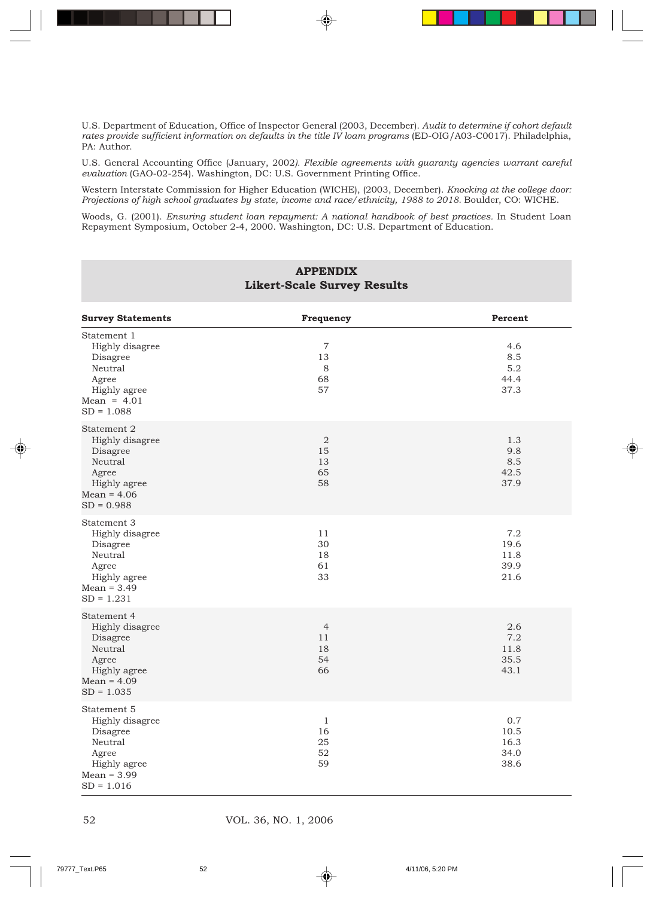U.S. Department of Education, Office of Inspector General (2003, December). *Audit to determine if cohort default rates provide sufficient information on defaults in the title IV loam programs* (ED-OIG/A03-C0017). Philadelphia, PA: Author.

U.S. General Accounting Office (January, 2002*). Flexible agreements with guaranty agencies warrant careful evaluation* (GAO-02-254). Washington, DC: U.S. Government Printing Office.

Western Interstate Commission for Higher Education (WICHE), (2003, December). *Knocking at the college door: Projections of high school graduates by state, income and race/ethnicity, 1988 to 2018.* Boulder, CO: WICHE.

Woods, G. (2001). *Ensuring student loan repayment: A national handbook of best practices.* In Student Loan Repayment Symposium, October 2-4, 2000. Washington, DC: U.S. Department of Education.

## APPENDIX
## Likert-Scale Survey Results

| Survey Statements | Frequency | Percent |
|---|---|---|
| Statement 1 | | |
| Highly disagree | 7 | 4.6 |
| Disagree | 13 | 8.5 |
| Neutral | 8 | 5.2 |
| Agree | 68 | 44.4 |
| Highly agree | 57 | 37.3 |
| Mean = 4.01 | | |
| SD = 1.088 | | |
| Statement 2 | | |
| Highly disagree | 2 | 1.3 |
| Disagree | 15 | 9.8 |
| Neutral | 13 | 8.5 |
| Agree | 65 | 42.5 |
| Highly agree | 58 | 37.9 |
| Mean = 4.06 | | |
| SD = 0.988 | | |
| Statement 3 | | |
| Highly disagree | 11 | 7.2 |
| Disagree | 30 | 19.6 |
| Neutral | 18 | 11.8 |
| Agree | 61 | 39.9 |
| Highly agree | 33 | 21.6 |
| Mean = 3.49 | | |
| SD = 1.231 | | |
| Statement 4 | | |
| Highly disagree | 4 | 2.6 |
| Disagree | 11 | 7.2 |
| Neutral | 18 | 11.8 |
| Agree | 54 | 35.5 |
| Highly agree | 66 | 43.1 |
| Mean = 4.09 | | |
| SD = 1.035 | | |
| Statement 5 | | |
| Highly disagree | 1 | 0.7 |
| Disagree | 16 | 10.5 |
| Neutral | 25 | 16.3 |
| Agree | 52 | 34.0 |
| Highly agree | 59 | 38.6 |
| Mean = 3.99 | | |
| SD = 1.016 | | |